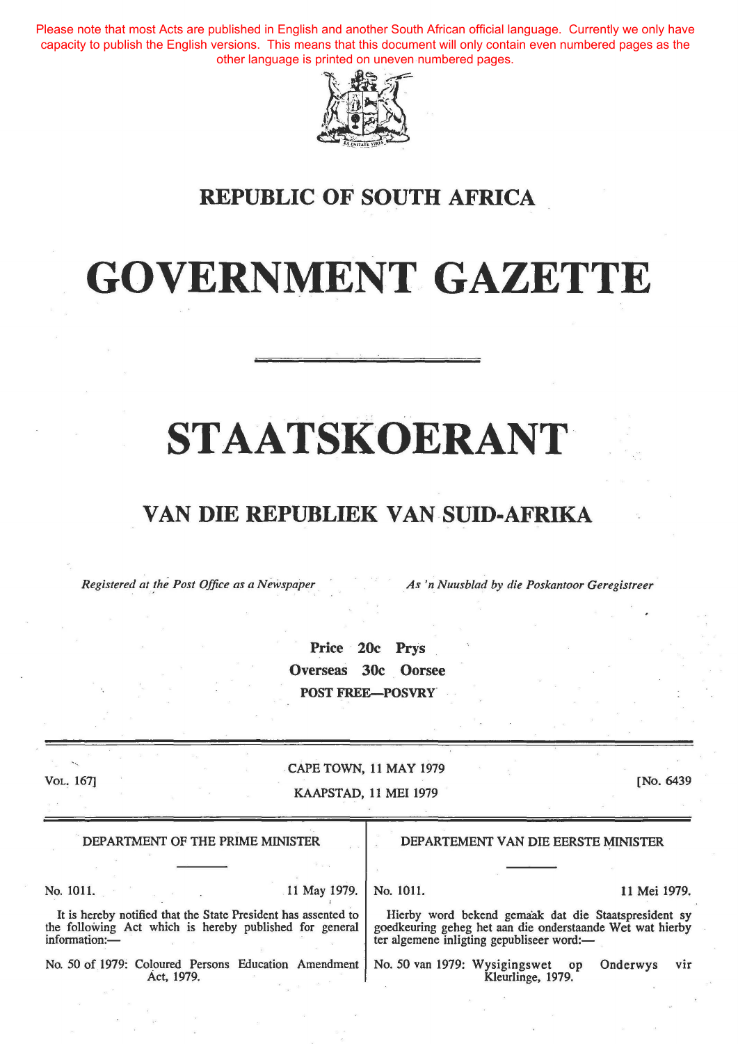Please note that most Acts are published in English and another South African official language. Currently we only have capacity to publish the English versions. This means that this document will only contain even numbered pages as the other language is printed on uneven numbered pages.

# REPUBLIC OF SOUTH AFRICA

# GOVERNMENT GAZETTE

# STAATSKOERANT

## VAN DIE REPUBLIEK VAN SUID-AFRIKA

*Registered at the Post Office as a Newspaper* *As 'n Nuusblad by die Poskantoor Geregistreer*

**Price 20c Prys**
**Overseas 30c Oorsee**
**POST FREE—POSVRY**

VOL. 167] CAPE TOWN, 11 MAY 1979 KAAPSTAD, 11 MEI 1979 [No. 6439

DEPARTMENT OF THE PRIME MINISTER

No. 1011. 11 May 1979.

It is hereby notified that the State President has assented to the following Act which is hereby published for general information:—

No. 50 of 1979: Coloured Persons Education Amendment Act, 1979.

DEPARTEMENT VAN DIE EERSTE MINISTER

No. 1011. 11 Mei 1979.

Hierby word bekend gemaak dat die Staatspresident sy goedkeuring geheg het aan die onderstaande Wet wat hierby ter algemene inligting gepubliseer word:—

No. 50 van 1979: Wysigingswet op Onderwys vir Kleurlinge, 1979.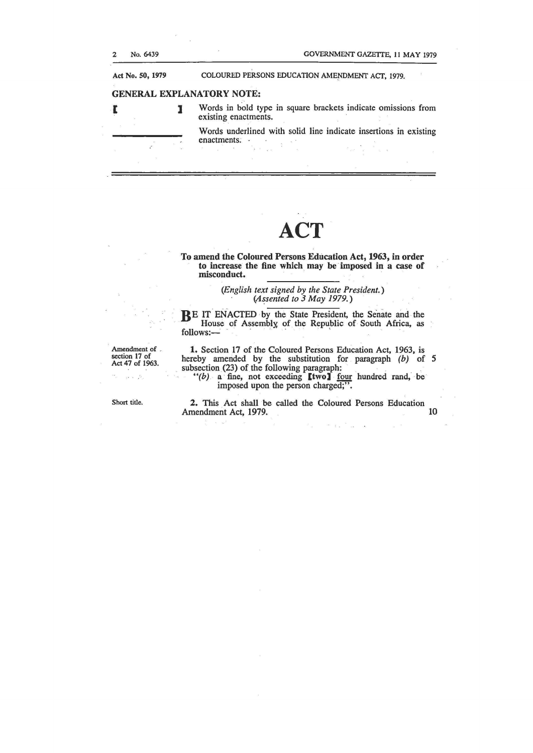Act No. 50, 1979 — COLOURED PERSONS EDUCATION AMENDMENT ACT, 1979.

**GENERAL EXPLANATORY NOTE:**

**[ ]** Words in bold type in square brackets indicate omissions from existing enactments.

\_\_\_\_\_ Words underlined with solid line indicate insertions in existing enactments.

# ACT

**To amend the Coloured Persons Education Act, 1963, in order to increase the fine which may be imposed in a case of misconduct.**

*(English text signed by the State President.)*
*(Assented to 3 May 1979.)*

BE IT ENACTED by the State President, the Senate and the House of Assembly of the Republic of South Africa, as follows:—

*Amendment of section 17 of Act 47 of 1963.*

**1.** Section 17 of the Coloured Persons Education Act, 1963, is hereby amended by the substitution for paragraph *(b)* of subsection (23) of the following paragraph:

"*(b)* a fine, not exceeding **[two]** <u>four</u> hundred rand, be imposed upon the person charged;".

*Short title.*

**2.** This Act shall be called the Coloured Persons Education Amendment Act, 1979.